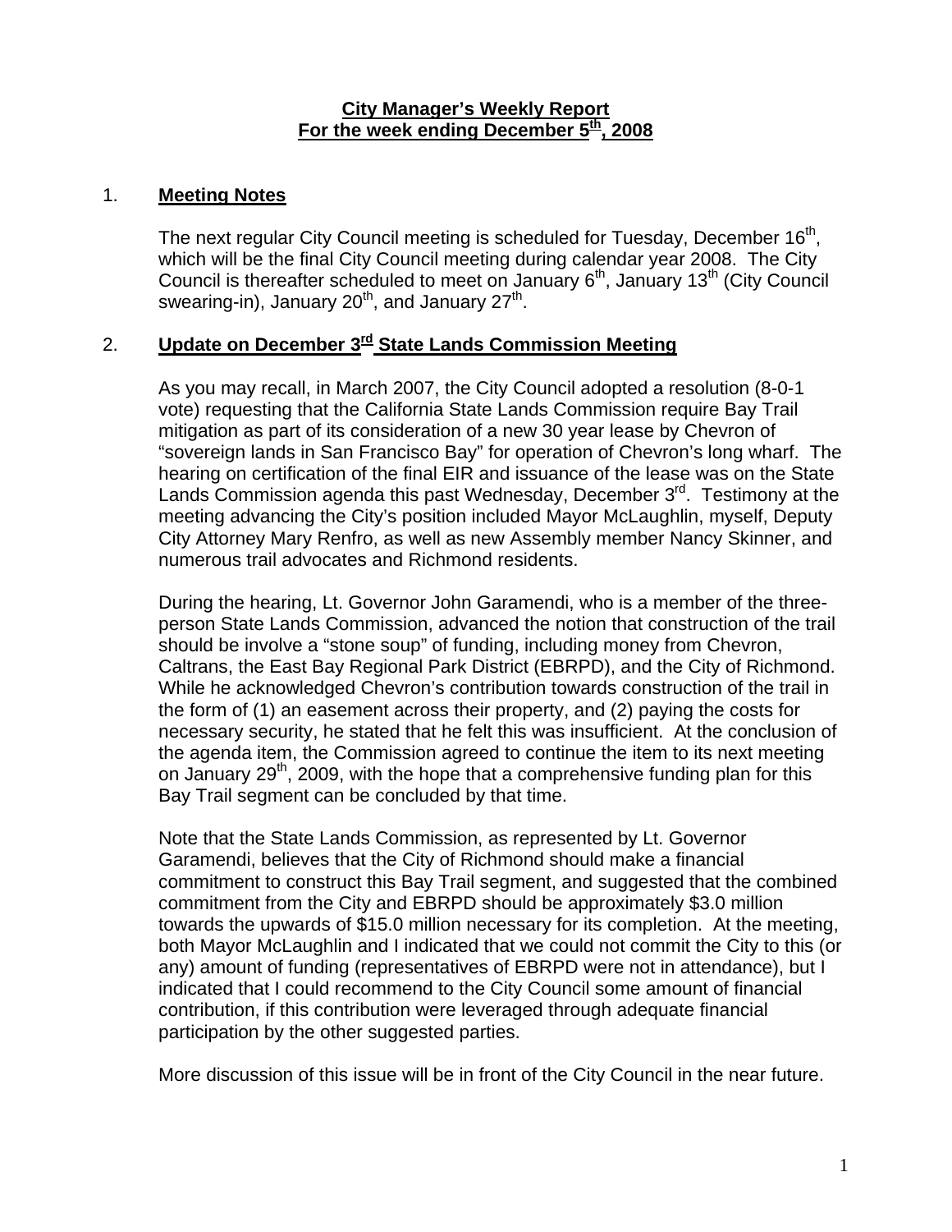# City Manager's Weekly Report
## For the week ending December 5th, 2008

1. **Meeting Notes**

   The next regular City Council meeting is scheduled for Tuesday, December 16th, which will be the final City Council meeting during calendar year 2008. The City Council is thereafter scheduled to meet on January 6th, January 13th (City Council swearing-in), January 20th, and January 27th.

2. **Update on December 3rd State Lands Commission Meeting**

   As you may recall, in March 2007, the City Council adopted a resolution (8-0-1 vote) requesting that the California State Lands Commission require Bay Trail mitigation as part of its consideration of a new 30 year lease by Chevron of "sovereign lands in San Francisco Bay" for operation of Chevron's long wharf. The hearing on certification of the final EIR and issuance of the lease was on the State Lands Commission agenda this past Wednesday, December 3rd. Testimony at the meeting advancing the City's position included Mayor McLaughlin, myself, Deputy City Attorney Mary Renfro, as well as new Assembly member Nancy Skinner, and numerous trail advocates and Richmond residents.

   During the hearing, Lt. Governor John Garamendi, who is a member of the three-person State Lands Commission, advanced the notion that construction of the trail should be involve a "stone soup" of funding, including money from Chevron, Caltrans, the East Bay Regional Park District (EBRPD), and the City of Richmond. While he acknowledged Chevron's contribution towards construction of the trail in the form of (1) an easement across their property, and (2) paying the costs for necessary security, he stated that he felt this was insufficient. At the conclusion of the agenda item, the Commission agreed to continue the item to its next meeting on January 29th, 2009, with the hope that a comprehensive funding plan for this Bay Trail segment can be concluded by that time.

   Note that the State Lands Commission, as represented by Lt. Governor Garamendi, believes that the City of Richmond should make a financial commitment to construct this Bay Trail segment, and suggested that the combined commitment from the City and EBRPD should be approximately $3.0 million towards the upwards of $15.0 million necessary for its completion. At the meeting, both Mayor McLaughlin and I indicated that we could not commit the City to this (or any) amount of funding (representatives of EBRPD were not in attendance), but I indicated that I could recommend to the City Council some amount of financial contribution, if this contribution were leveraged through adequate financial participation by the other suggested parties.

   More discussion of this issue will be in front of the City Council in the near future.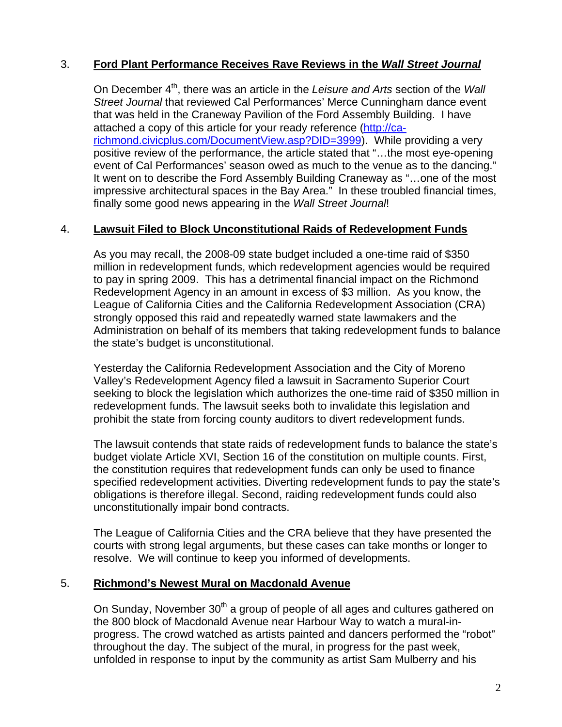3. **Ford Plant Performance Receives Rave Reviews in the *Wall Street Journal***

On December 4th, there was an article in the *Leisure and Arts* section of the *Wall Street Journal* that reviewed Cal Performances' Merce Cunningham dance event that was held in the Craneway Pavilion of the Ford Assembly Building. I have attached a copy of this article for your ready reference (http://ca-richmond.civicplus.com/DocumentView.asp?DID=3999). While providing a very positive review of the performance, the article stated that "…the most eye-opening event of Cal Performances' season owed as much to the venue as to the dancing." It went on to describe the Ford Assembly Building Craneway as "…one of the most impressive architectural spaces in the Bay Area." In these troubled financial times, finally some good news appearing in the *Wall Street Journal*!

4. **Lawsuit Filed to Block Unconstitutional Raids of Redevelopment Funds**

As you may recall, the 2008-09 state budget included a one-time raid of $350 million in redevelopment funds, which redevelopment agencies would be required to pay in spring 2009. This has a detrimental financial impact on the Richmond Redevelopment Agency in an amount in excess of $3 million. As you know, the League of California Cities and the California Redevelopment Association (CRA) strongly opposed this raid and repeatedly warned state lawmakers and the Administration on behalf of its members that taking redevelopment funds to balance the state's budget is unconstitutional.

Yesterday the California Redevelopment Association and the City of Moreno Valley's Redevelopment Agency filed a lawsuit in Sacramento Superior Court seeking to block the legislation which authorizes the one-time raid of $350 million in redevelopment funds. The lawsuit seeks both to invalidate this legislation and prohibit the state from forcing county auditors to divert redevelopment funds.

The lawsuit contends that state raids of redevelopment funds to balance the state's budget violate Article XVI, Section 16 of the constitution on multiple counts. First, the constitution requires that redevelopment funds can only be used to finance specified redevelopment activities. Diverting redevelopment funds to pay the state's obligations is therefore illegal. Second, raiding redevelopment funds could also unconstitutionally impair bond contracts.

The League of California Cities and the CRA believe that they have presented the courts with strong legal arguments, but these cases can take months or longer to resolve. We will continue to keep you informed of developments.

5. **Richmond's Newest Mural on Macdonald Avenue**

On Sunday, November 30th a group of people of all ages and cultures gathered on the 800 block of Macdonald Avenue near Harbour Way to watch a mural-in-progress. The crowd watched as artists painted and dancers performed the "robot" throughout the day. The subject of the mural, in progress for the past week, unfolded in response to input by the community as artist Sam Mulberry and his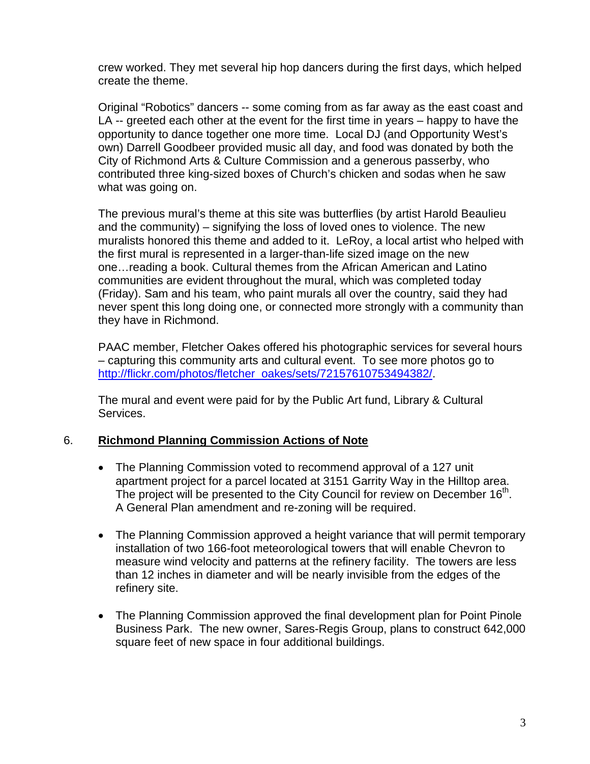crew worked. They met several hip hop dancers during the first days, which helped create the theme.

Original "Robotics" dancers -- some coming from as far away as the east coast and LA -- greeted each other at the event for the first time in years – happy to have the opportunity to dance together one more time. Local DJ (and Opportunity West's own) Darrell Goodbeer provided music all day, and food was donated by both the City of Richmond Arts & Culture Commission and a generous passerby, who contributed three king-sized boxes of Church's chicken and sodas when he saw what was going on.

The previous mural's theme at this site was butterflies (by artist Harold Beaulieu and the community) – signifying the loss of loved ones to violence. The new muralists honored this theme and added to it. LeRoy, a local artist who helped with the first mural is represented in a larger-than-life sized image on the new one…reading a book. Cultural themes from the African American and Latino communities are evident throughout the mural, which was completed today (Friday). Sam and his team, who paint murals all over the country, said they had never spent this long doing one, or connected more strongly with a community than they have in Richmond.

PAAC member, Fletcher Oakes offered his photographic services for several hours – capturing this community arts and cultural event. To see more photos go to http://flickr.com/photos/fletcher_oakes/sets/72157610753494382/.

The mural and event were paid for by the Public Art fund, Library & Cultural Services.

## 6. Richmond Planning Commission Actions of Note

- The Planning Commission voted to recommend approval of a 127 unit apartment project for a parcel located at 3151 Garrity Way in the Hilltop area. The project will be presented to the City Council for review on December 16th. A General Plan amendment and re-zoning will be required.

- The Planning Commission approved a height variance that will permit temporary installation of two 166-foot meteorological towers that will enable Chevron to measure wind velocity and patterns at the refinery facility. The towers are less than 12 inches in diameter and will be nearly invisible from the edges of the refinery site.

- The Planning Commission approved the final development plan for Point Pinole Business Park. The new owner, Sares-Regis Group, plans to construct 642,000 square feet of new space in four additional buildings.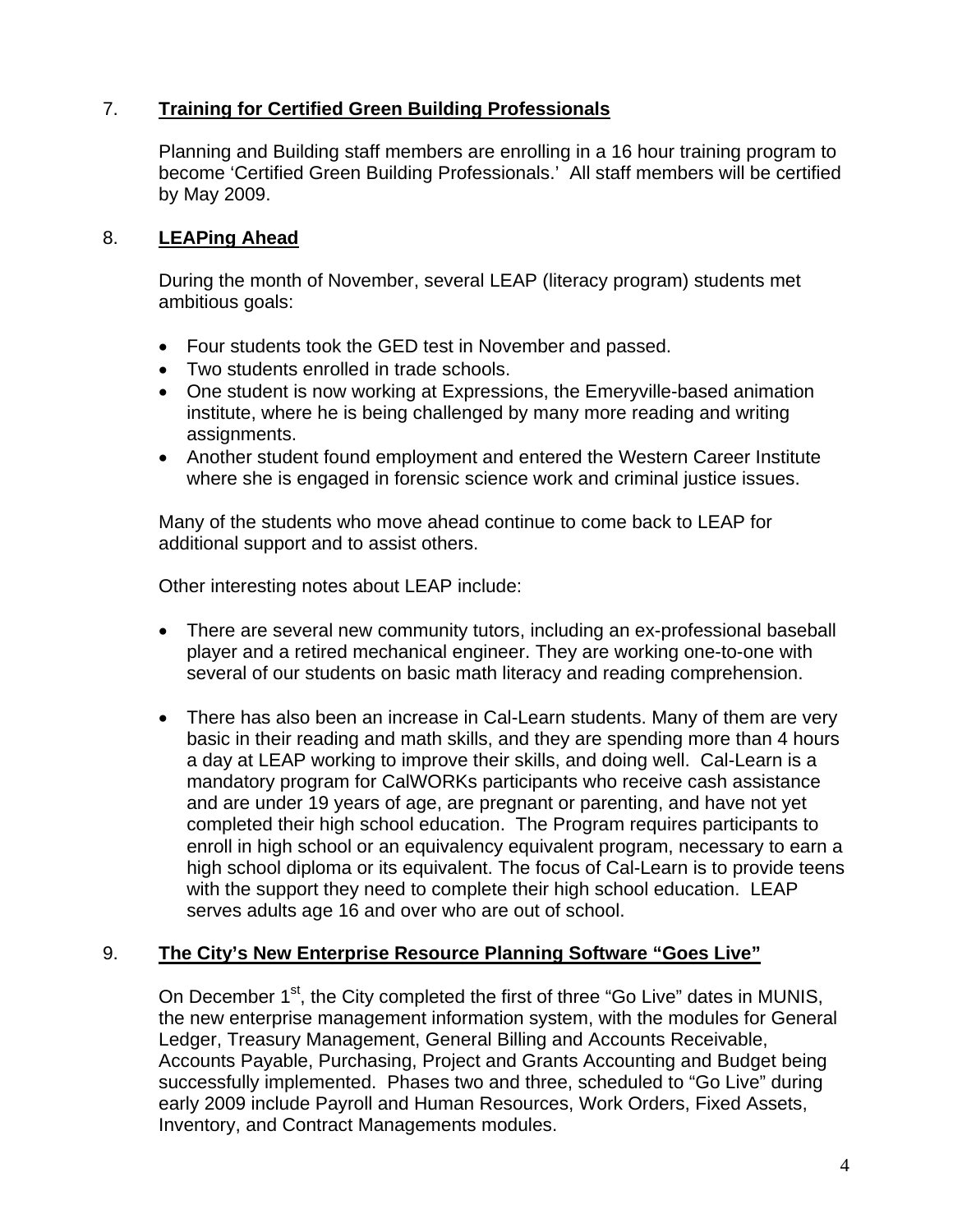7. **Training for Certified Green Building Professionals**

Planning and Building staff members are enrolling in a 16 hour training program to become 'Certified Green Building Professionals.' All staff members will be certified by May 2009.

8. **LEAPing Ahead**

During the month of November, several LEAP (literacy program) students met ambitious goals:

- Four students took the GED test in November and passed.
- Two students enrolled in trade schools.
- One student is now working at Expressions, the Emeryville-based animation institute, where he is being challenged by many more reading and writing assignments.
- Another student found employment and entered the Western Career Institute where she is engaged in forensic science work and criminal justice issues.

Many of the students who move ahead continue to come back to LEAP for additional support and to assist others.

Other interesting notes about LEAP include:

- There are several new community tutors, including an ex-professional baseball player and a retired mechanical engineer. They are working one-to-one with several of our students on basic math literacy and reading comprehension.

- There has also been an increase in Cal-Learn students. Many of them are very basic in their reading and math skills, and they are spending more than 4 hours a day at LEAP working to improve their skills, and doing well. Cal-Learn is a mandatory program for CalWORKs participants who receive cash assistance and are under 19 years of age, are pregnant or parenting, and have not yet completed their high school education. The Program requires participants to enroll in high school or an equivalency equivalent program, necessary to earn a high school diploma or its equivalent. The focus of Cal-Learn is to provide teens with the support they need to complete their high school education. LEAP serves adults age 16 and over who are out of school.

9. **The City's New Enterprise Resource Planning Software "Goes Live"**

On December 1st, the City completed the first of three "Go Live" dates in MUNIS, the new enterprise management information system, with the modules for General Ledger, Treasury Management, General Billing and Accounts Receivable, Accounts Payable, Purchasing, Project and Grants Accounting and Budget being successfully implemented. Phases two and three, scheduled to "Go Live" during early 2009 include Payroll and Human Resources, Work Orders, Fixed Assets, Inventory, and Contract Managements modules.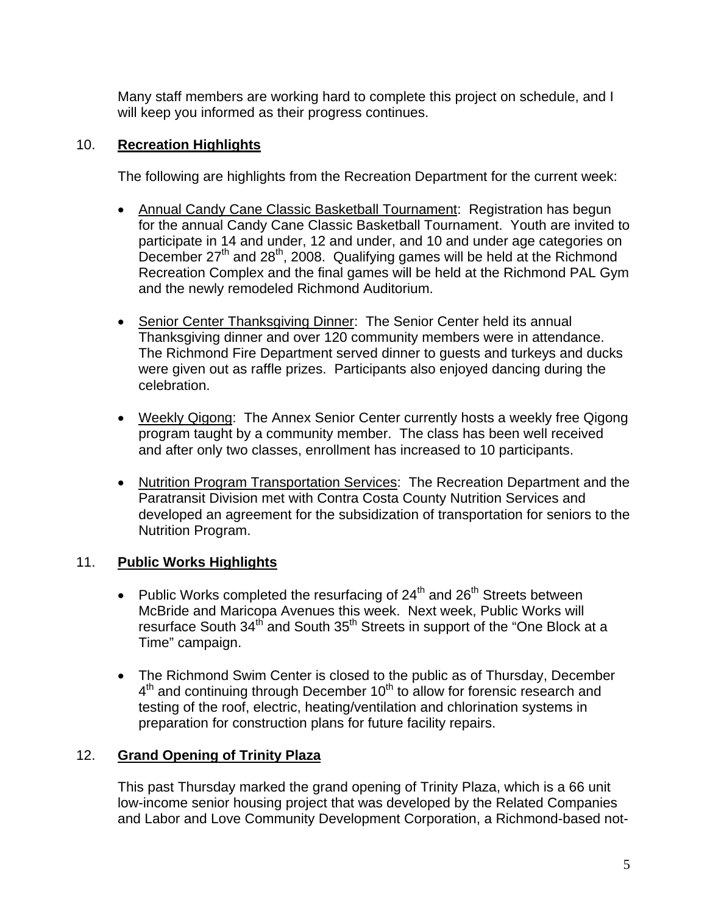Many staff members are working hard to complete this project on schedule, and I will keep you informed as their progress continues.

## 10. **Recreation Highlights**

The following are highlights from the Recreation Department for the current week:

- Annual Candy Cane Classic Basketball Tournament: Registration has begun for the annual Candy Cane Classic Basketball Tournament. Youth are invited to participate in 14 and under, 12 and under, and 10 and under age categories on December 27th and 28th, 2008. Qualifying games will be held at the Richmond Recreation Complex and the final games will be held at the Richmond PAL Gym and the newly remodeled Richmond Auditorium.

- Senior Center Thanksgiving Dinner: The Senior Center held its annual Thanksgiving dinner and over 120 community members were in attendance. The Richmond Fire Department served dinner to guests and turkeys and ducks were given out as raffle prizes. Participants also enjoyed dancing during the celebration.

- Weekly Qigong: The Annex Senior Center currently hosts a weekly free Qigong program taught by a community member. The class has been well received and after only two classes, enrollment has increased to 10 participants.

- Nutrition Program Transportation Services: The Recreation Department and the Paratransit Division met with Contra Costa County Nutrition Services and developed an agreement for the subsidization of transportation for seniors to the Nutrition Program.

## 11. **Public Works Highlights**

- Public Works completed the resurfacing of 24th and 26th Streets between McBride and Maricopa Avenues this week. Next week, Public Works will resurface South 34th and South 35th Streets in support of the "One Block at a Time" campaign.

- The Richmond Swim Center is closed to the public as of Thursday, December 4th and continuing through December 10th to allow for forensic research and testing of the roof, electric, heating/ventilation and chlorination systems in preparation for construction plans for future facility repairs.

## 12. **Grand Opening of Trinity Plaza**

This past Thursday marked the grand opening of Trinity Plaza, which is a 66 unit low-income senior housing project that was developed by the Related Companies and Labor and Love Community Development Corporation, a Richmond-based not-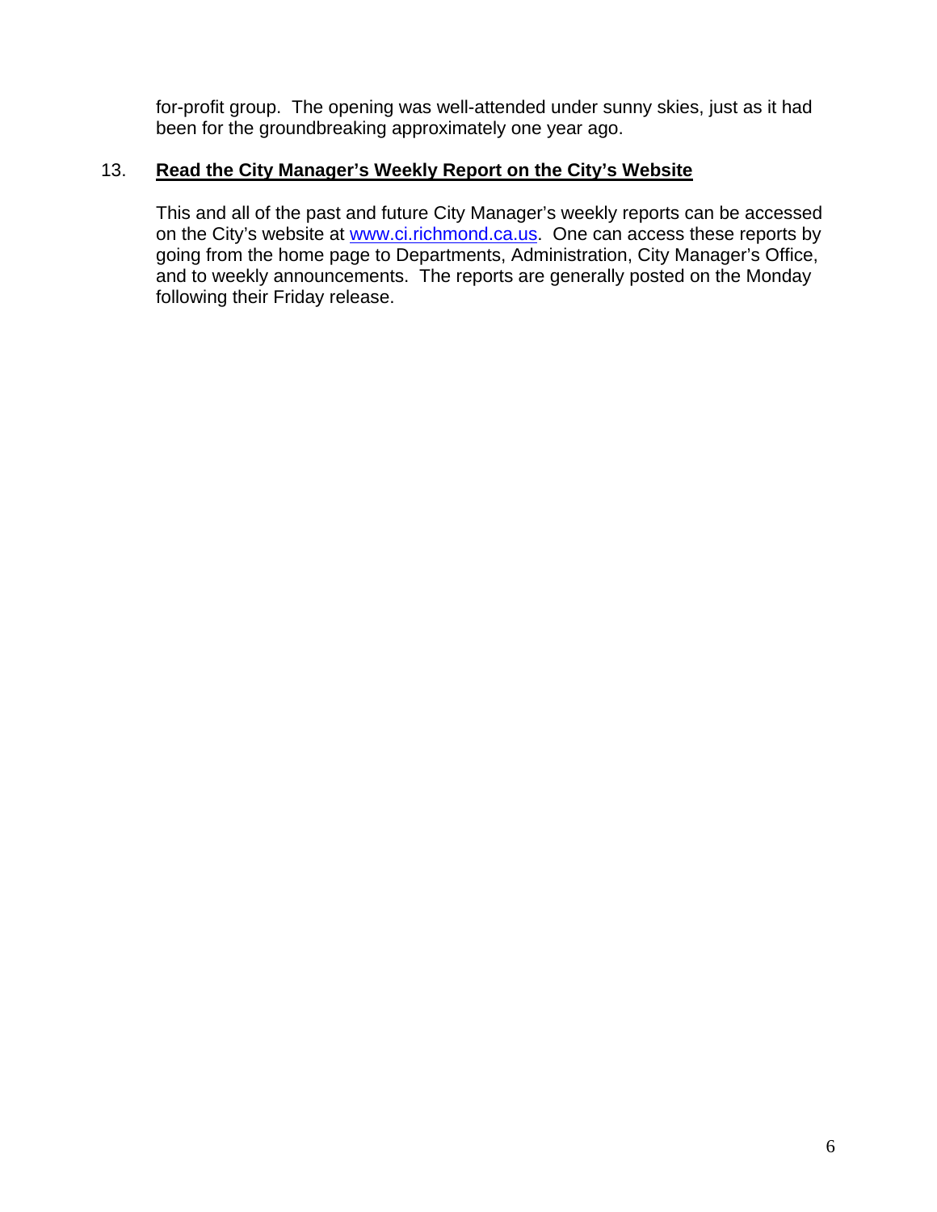for-profit group. The opening was well-attended under sunny skies, just as it had been for the groundbreaking approximately one year ago.

13. **Read the City Manager's Weekly Report on the City's Website**

This and all of the past and future City Manager's weekly reports can be accessed on the City's website at www.ci.richmond.ca.us. One can access these reports by going from the home page to Departments, Administration, City Manager's Office, and to weekly announcements. The reports are generally posted on the Monday following their Friday release.